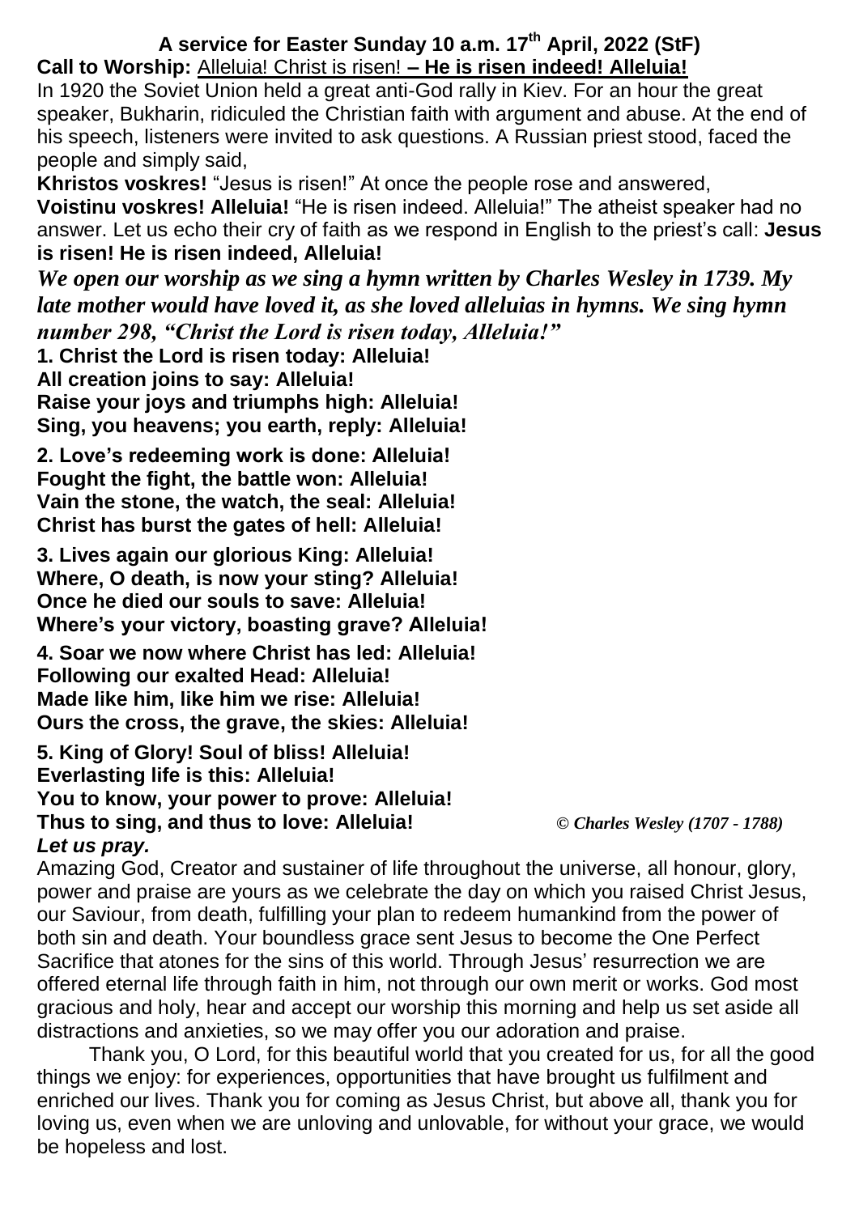# A service for Easter Sunday 10 a.m. 17th April, 2022 (StF)

**Call to Worship:** Alleluia! Christ is risen! **– He is risen indeed! Alleluia!**

In 1920 the Soviet Union held a great anti-God rally in Kiev. For an hour the great speaker, Bukharin, ridiculed the Christian faith with argument and abuse. At the end of his speech, listeners were invited to ask questions. A Russian priest stood, faced the people and simply said,

**Khristos voskres!** "Jesus is risen!" At once the people rose and answered, **Voistinu voskres! Alleluia!** "He is risen indeed. Alleluia!" The atheist speaker had no answer. Let us echo their cry of faith as we respond in English to the priest's call: **Jesus is risen! He is risen indeed, Alleluia!**

***We open our worship as we sing a hymn written by Charles Wesley in 1739. My late mother would have loved it, as she loved alleluias in hymns. We sing hymn number 298, "Christ the Lord is risen today, Alleluia!"***

**1. Christ the Lord is risen today: Alleluia!**
**All creation joins to say: Alleluia!**
**Raise your joys and triumphs high: Alleluia!**
**Sing, you heavens; you earth, reply: Alleluia!**

**2. Love's redeeming work is done: Alleluia!**
**Fought the fight, the battle won: Alleluia!**
**Vain the stone, the watch, the seal: Alleluia!**
**Christ has burst the gates of hell: Alleluia!**

**3. Lives again our glorious King: Alleluia!**
**Where, O death, is now your sting? Alleluia!**
**Once he died our souls to save: Alleluia!**
**Where's your victory, boasting grave? Alleluia!**

**4. Soar we now where Christ has led: Alleluia!**
**Following our exalted Head: Alleluia!**
**Made like him, like him we rise: Alleluia!**
**Ours the cross, the grave, the skies: Alleluia!**

**5. King of Glory! Soul of bliss! Alleluia!**
**Everlasting life is this: Alleluia!**
**You to know, your power to prove: Alleluia!**
**Thus to sing, and thus to love: Alleluia!** *© Charles Wesley (1707 - 1788)*

***Let us pray.***

Amazing God, Creator and sustainer of life throughout the universe, all honour, glory, power and praise are yours as we celebrate the day on which you raised Christ Jesus, our Saviour, from death, fulfilling your plan to redeem humankind from the power of both sin and death. Your boundless grace sent Jesus to become the One Perfect Sacrifice that atones for the sins of this world. Through Jesus' resurrection we are offered eternal life through faith in him, not through our own merit or works. God most gracious and holy, hear and accept our worship this morning and help us set aside all distractions and anxieties, so we may offer you our adoration and praise.

Thank you, O Lord, for this beautiful world that you created for us, for all the good things we enjoy: for experiences, opportunities that have brought us fulfilment and enriched our lives. Thank you for coming as Jesus Christ, but above all, thank you for loving us, even when we are unloving and unlovable, for without your grace, we would be hopeless and lost.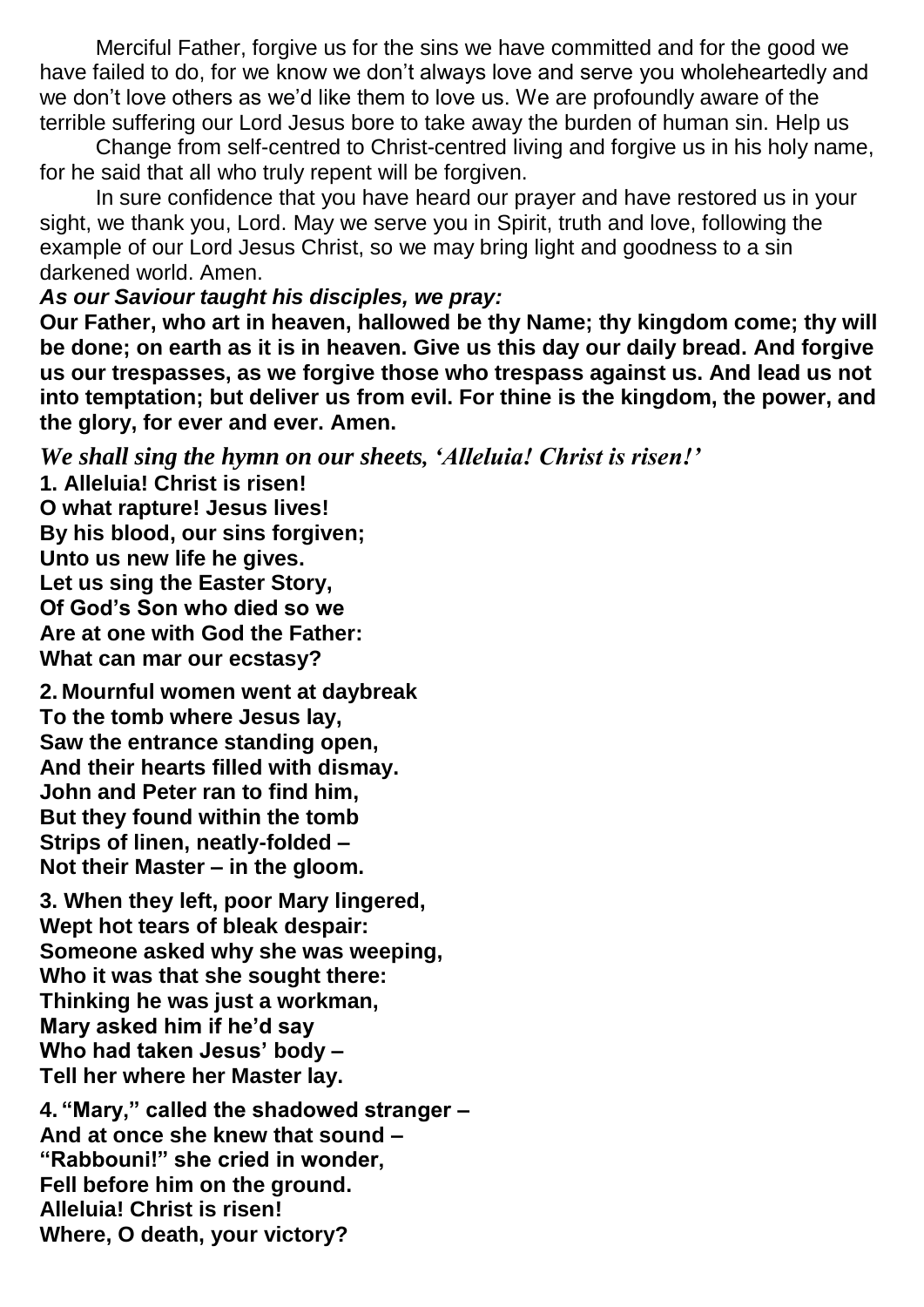Merciful Father, forgive us for the sins we have committed and for the good we have failed to do, for we know we don't always love and serve you wholeheartedly and we don't love others as we'd like them to love us. We are profoundly aware of the terrible suffering our Lord Jesus bore to take away the burden of human sin. Help us

Change from self-centred to Christ-centred living and forgive us in his holy name, for he said that all who truly repent will be forgiven.

In sure confidence that you have heard our prayer and have restored us in your sight, we thank you, Lord. May we serve you in Spirit, truth and love, following the example of our Lord Jesus Christ, so we may bring light and goodness to a sin darkened world. Amen.

***As our Saviour taught his disciples, we pray:***

**Our Father, who art in heaven, hallowed be thy Name; thy kingdom come; thy will be done; on earth as it is in heaven. Give us this day our daily bread. And forgive us our trespasses, as we forgive those who trespass against us. And lead us not into temptation; but deliver us from evil. For thine is the kingdom, the power, and the glory, for ever and ever. Amen.**

***We shall sing the hymn on our sheets, 'Alleluia! Christ is risen!'***

**1. Alleluia! Christ is risen!**
**O what rapture! Jesus lives!**
**By his blood, our sins forgiven;**
**Unto us new life he gives.**
**Let us sing the Easter Story,**
**Of God's Son who died so we**
**Are at one with God the Father:**
**What can mar our ecstasy?**

**2. Mournful women went at daybreak**
**To the tomb where Jesus lay,**
**Saw the entrance standing open,**
**And their hearts filled with dismay.**
**John and Peter ran to find him,**
**But they found within the tomb**
**Strips of linen, neatly-folded –**
**Not their Master – in the gloom.**

**3. When they left, poor Mary lingered,**
**Wept hot tears of bleak despair:**
**Someone asked why she was weeping,**
**Who it was that she sought there:**
**Thinking he was just a workman,**
**Mary asked him if he'd say**
**Who had taken Jesus' body –**
**Tell her where her Master lay.**

**4. "Mary," called the shadowed stranger –**
**And at once she knew that sound –**
**"Rabbouni!" she cried in wonder,**
**Fell before him on the ground.**
**Alleluia! Christ is risen!**
**Where, O death, your victory?**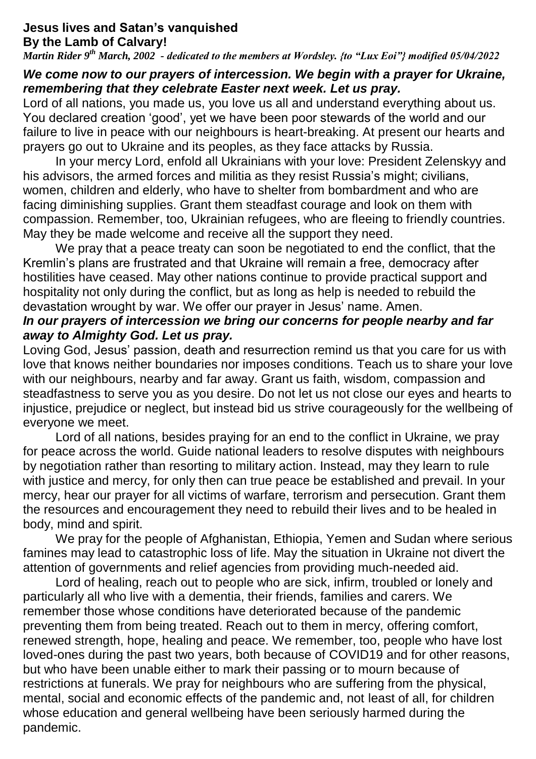**Jesus lives and Satan's vanquished**
**By the Lamb of Calvary!**

***Martin Rider 9th March, 2002 - dedicated to the members at Wordsley. {to "Lux Eoi"} modified 05/04/2022***

***We come now to our prayers of intercession. We begin with a prayer for Ukraine, remembering that they celebrate Easter next week. Let us pray.***

Lord of all nations, you made us, you love us all and understand everything about us. You declared creation 'good', yet we have been poor stewards of the world and our failure to live in peace with our neighbours is heart-breaking. At present our hearts and prayers go out to Ukraine and its peoples, as they face attacks by Russia.

In your mercy Lord, enfold all Ukrainians with your love: President Zelenskyy and his advisors, the armed forces and militia as they resist Russia's might; civilians, women, children and elderly, who have to shelter from bombardment and who are facing diminishing supplies. Grant them steadfast courage and look on them with compassion. Remember, too, Ukrainian refugees, who are fleeing to friendly countries. May they be made welcome and receive all the support they need.

We pray that a peace treaty can soon be negotiated to end the conflict, that the Kremlin's plans are frustrated and that Ukraine will remain a free, democracy after hostilities have ceased. May other nations continue to provide practical support and hospitality not only during the conflict, but as long as help is needed to rebuild the devastation wrought by war. We offer our prayer in Jesus' name. Amen.

***In our prayers of intercession we bring our concerns for people nearby and far away to Almighty God. Let us pray.***

Loving God, Jesus' passion, death and resurrection remind us that you care for us with love that knows neither boundaries nor imposes conditions. Teach us to share your love with our neighbours, nearby and far away. Grant us faith, wisdom, compassion and steadfastness to serve you as you desire. Do not let us not close our eyes and hearts to injustice, prejudice or neglect, but instead bid us strive courageously for the wellbeing of everyone we meet.

Lord of all nations, besides praying for an end to the conflict in Ukraine, we pray for peace across the world. Guide national leaders to resolve disputes with neighbours by negotiation rather than resorting to military action. Instead, may they learn to rule with justice and mercy, for only then can true peace be established and prevail. In your mercy, hear our prayer for all victims of warfare, terrorism and persecution. Grant them the resources and encouragement they need to rebuild their lives and to be healed in body, mind and spirit.

We pray for the people of Afghanistan, Ethiopia, Yemen and Sudan where serious famines may lead to catastrophic loss of life. May the situation in Ukraine not divert the attention of governments and relief agencies from providing much-needed aid.

Lord of healing, reach out to people who are sick, infirm, troubled or lonely and particularly all who live with a dementia, their friends, families and carers. We remember those whose conditions have deteriorated because of the pandemic preventing them from being treated. Reach out to them in mercy, offering comfort, renewed strength, hope, healing and peace. We remember, too, people who have lost loved-ones during the past two years, both because of COVID19 and for other reasons, but who have been unable either to mark their passing or to mourn because of restrictions at funerals. We pray for neighbours who are suffering from the physical, mental, social and economic effects of the pandemic and, not least of all, for children whose education and general wellbeing have been seriously harmed during the pandemic.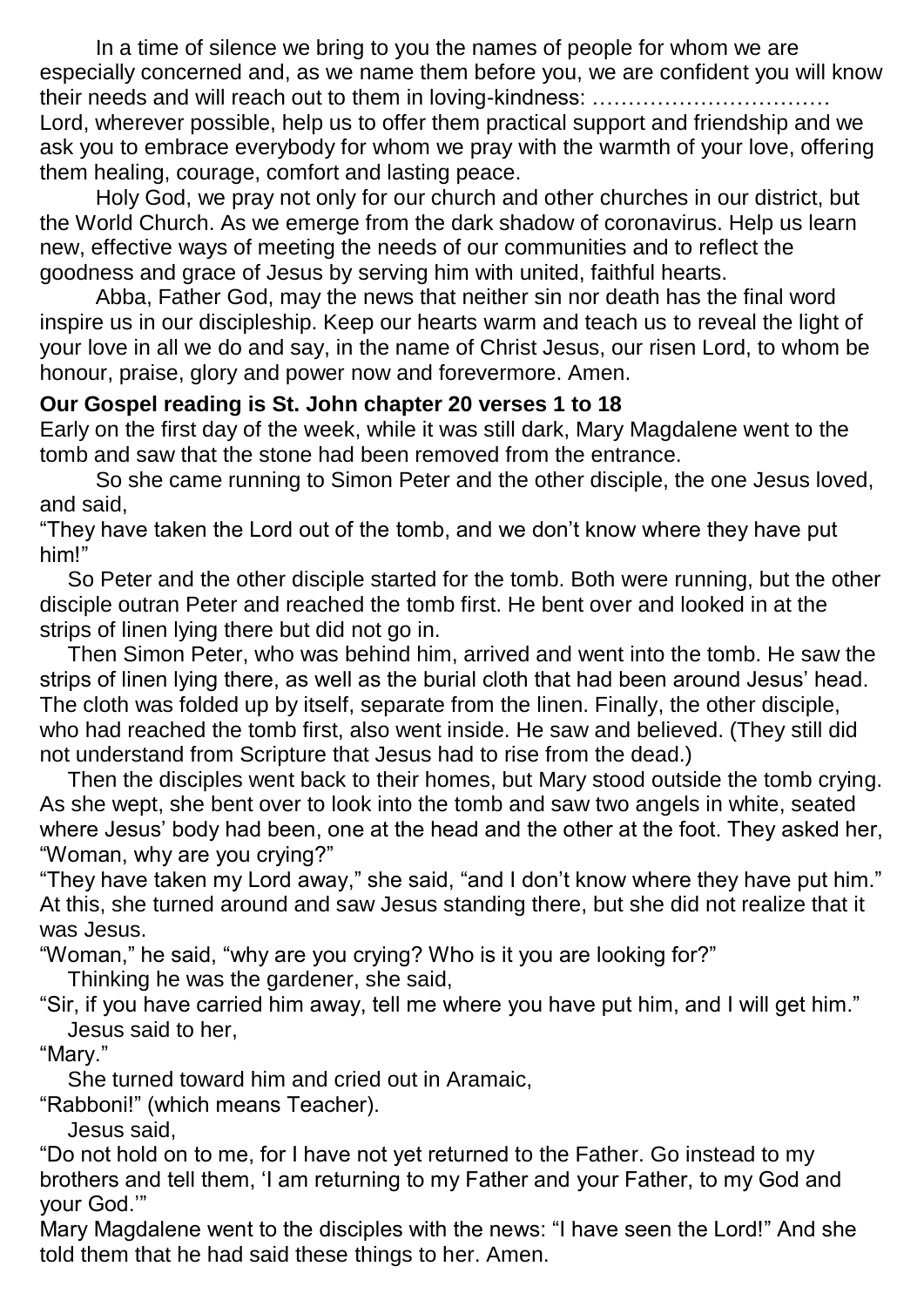In a time of silence we bring to you the names of people for whom we are especially concerned and, as we name them before you, we are confident you will know their needs and will reach out to them in loving-kindness: ……………………………
Lord, wherever possible, help us to offer them practical support and friendship and we ask you to embrace everybody for whom we pray with the warmth of your love, offering them healing, courage, comfort and lasting peace.

Holy God, we pray not only for our church and other churches in our district, but the World Church. As we emerge from the dark shadow of coronavirus. Help us learn new, effective ways of meeting the needs of our communities and to reflect the goodness and grace of Jesus by serving him with united, faithful hearts.

Abba, Father God, may the news that neither sin nor death has the final word inspire us in our discipleship. Keep our hearts warm and teach us to reveal the light of your love in all we do and say, in the name of Christ Jesus, our risen Lord, to whom be honour, praise, glory and power now and forevermore. Amen.

**Our Gospel reading is St. John chapter 20 verses 1 to 18**

Early on the first day of the week, while it was still dark, Mary Magdalene went to the tomb and saw that the stone had been removed from the entrance.

So she came running to Simon Peter and the other disciple, the one Jesus loved, and said,

"They have taken the Lord out of the tomb, and we don't know where they have put him!"

So Peter and the other disciple started for the tomb. Both were running, but the other disciple outran Peter and reached the tomb first. He bent over and looked in at the strips of linen lying there but did not go in.

Then Simon Peter, who was behind him, arrived and went into the tomb. He saw the strips of linen lying there, as well as the burial cloth that had been around Jesus' head. The cloth was folded up by itself, separate from the linen. Finally, the other disciple, who had reached the tomb first, also went inside. He saw and believed. (They still did not understand from Scripture that Jesus had to rise from the dead.)

Then the disciples went back to their homes, but Mary stood outside the tomb crying. As she wept, she bent over to look into the tomb and saw two angels in white, seated where Jesus' body had been, one at the head and the other at the foot. They asked her, "Woman, why are you crying?"

"They have taken my Lord away," she said, "and I don't know where they have put him." At this, she turned around and saw Jesus standing there, but she did not realize that it was Jesus.

"Woman," he said, "why are you crying? Who is it you are looking for?"

Thinking he was the gardener, she said,

"Sir, if you have carried him away, tell me where you have put him, and I will get him."

Jesus said to her,

"Mary."

She turned toward him and cried out in Aramaic,

"Rabboni!" (which means Teacher).

Jesus said,

"Do not hold on to me, for I have not yet returned to the Father. Go instead to my brothers and tell them, 'I am returning to my Father and your Father, to my God and your God.'"

Mary Magdalene went to the disciples with the news: "I have seen the Lord!" And she told them that he had said these things to her. Amen.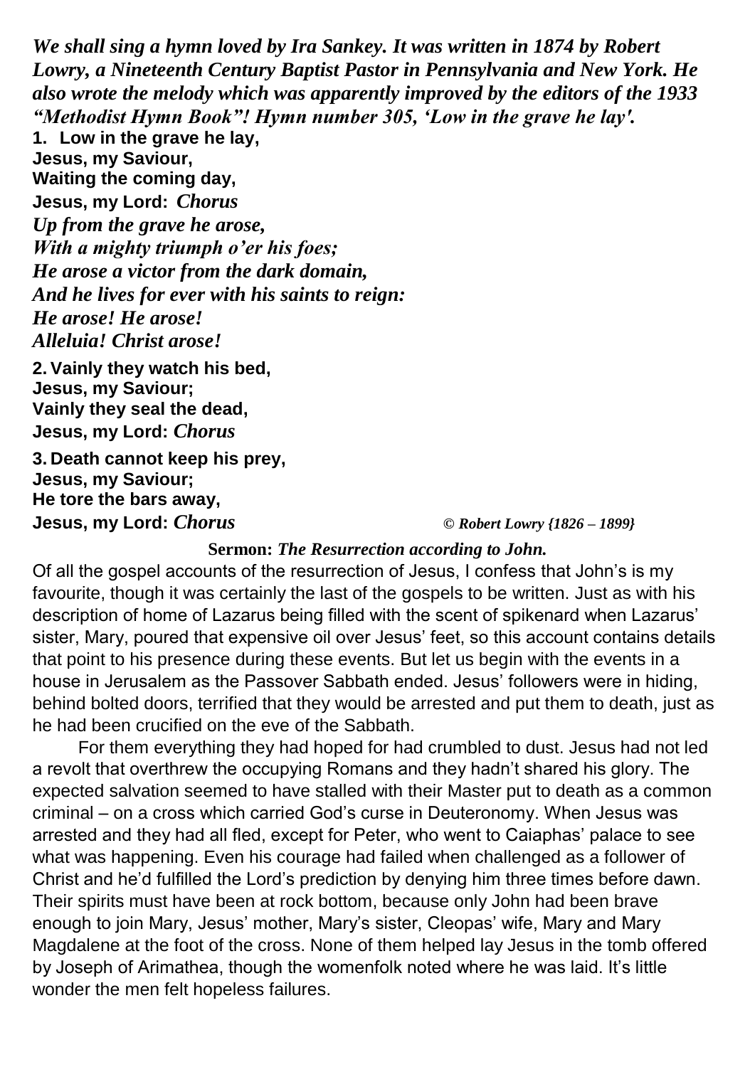***We shall sing a hymn loved by Ira Sankey. It was written in 1874 by Robert Lowry, a Nineteenth Century Baptist Pastor in Pennsylvania and New York. He also wrote the melody which was apparently improved by the editors of the 1933 "Methodist Hymn Book"! Hymn number 305, 'Low in the grave he lay'.***

**1. Low in the grave he lay,**
**Jesus, my Saviour,**
**Waiting the coming day,**
**Jesus, my Lord:** ***Chorus***
***Up from the grave he arose,***
***With a mighty triumph o'er his foes;***
***He arose a victor from the dark domain,***
***And he lives for ever with his saints to reign:***
***He arose! He arose!***
***Alleluia! Christ arose!***

**2. Vainly they watch his bed,**
**Jesus, my Saviour;**
**Vainly they seal the dead,**
**Jesus, my Lord:** ***Chorus***

**3. Death cannot keep his prey,**
**Jesus, my Saviour;**
**He tore the bars away,**
**Jesus, my Lord:** ***Chorus*** ***© Robert Lowry {1826 – 1899}***

**Sermon:** ***The Resurrection according to John.***

Of all the gospel accounts of the resurrection of Jesus, I confess that John's is my favourite, though it was certainly the last of the gospels to be written. Just as with his description of home of Lazarus being filled with the scent of spikenard when Lazarus' sister, Mary, poured that expensive oil over Jesus' feet, so this account contains details that point to his presence during these events. But let us begin with the events in a house in Jerusalem as the Passover Sabbath ended. Jesus' followers were in hiding, behind bolted doors, terrified that they would be arrested and put them to death, just as he had been crucified on the eve of the Sabbath.

For them everything they had hoped for had crumbled to dust. Jesus had not led a revolt that overthrew the occupying Romans and they hadn't shared his glory. The expected salvation seemed to have stalled with their Master put to death as a common criminal – on a cross which carried God's curse in Deuteronomy. When Jesus was arrested and they had all fled, except for Peter, who went to Caiaphas' palace to see what was happening. Even his courage had failed when challenged as a follower of Christ and he'd fulfilled the Lord's prediction by denying him three times before dawn. Their spirits must have been at rock bottom, because only John had been brave enough to join Mary, Jesus' mother, Mary's sister, Cleopas' wife, Mary and Mary Magdalene at the foot of the cross. None of them helped lay Jesus in the tomb offered by Joseph of Arimathea, though the womenfolk noted where he was laid. It's little wonder the men felt hopeless failures.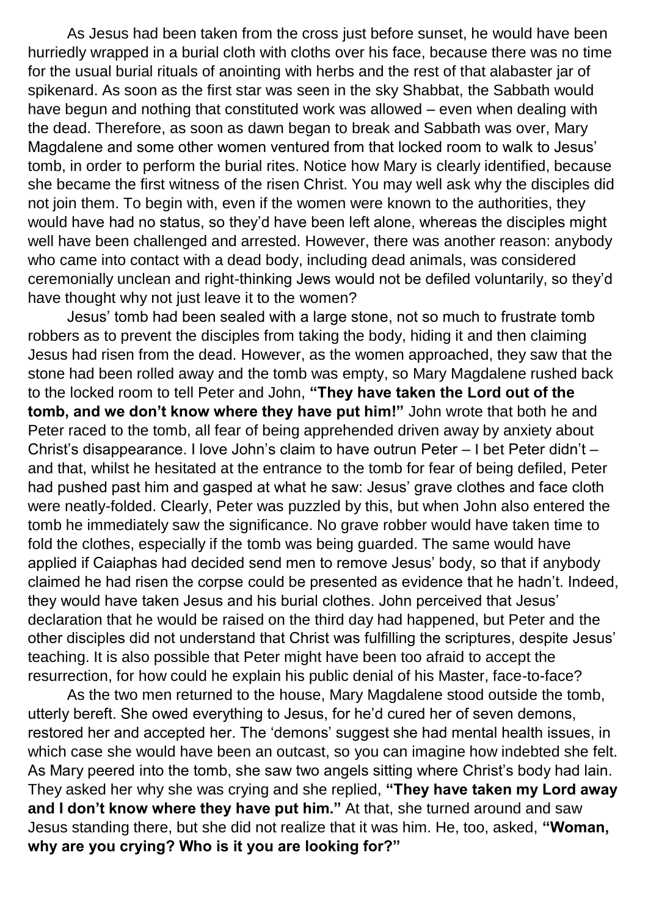As Jesus had been taken from the cross just before sunset, he would have been hurriedly wrapped in a burial cloth with cloths over his face, because there was no time for the usual burial rituals of anointing with herbs and the rest of that alabaster jar of spikenard. As soon as the first star was seen in the sky Shabbat, the Sabbath would have begun and nothing that constituted work was allowed – even when dealing with the dead. Therefore, as soon as dawn began to break and Sabbath was over, Mary Magdalene and some other women ventured from that locked room to walk to Jesus' tomb, in order to perform the burial rites. Notice how Mary is clearly identified, because she became the first witness of the risen Christ. You may well ask why the disciples did not join them. To begin with, even if the women were known to the authorities, they would have had no status, so they'd have been left alone, whereas the disciples might well have been challenged and arrested. However, there was another reason: anybody who came into contact with a dead body, including dead animals, was considered ceremonially unclean and right-thinking Jews would not be defiled voluntarily, so they'd have thought why not just leave it to the women?

Jesus' tomb had been sealed with a large stone, not so much to frustrate tomb robbers as to prevent the disciples from taking the body, hiding it and then claiming Jesus had risen from the dead. However, as the women approached, they saw that the stone had been rolled away and the tomb was empty, so Mary Magdalene rushed back to the locked room to tell Peter and John, **"They have taken the Lord out of the tomb, and we don't know where they have put him!"** John wrote that both he and Peter raced to the tomb, all fear of being apprehended driven away by anxiety about Christ's disappearance. I love John's claim to have outrun Peter – I bet Peter didn't – and that, whilst he hesitated at the entrance to the tomb for fear of being defiled, Peter had pushed past him and gasped at what he saw: Jesus' grave clothes and face cloth were neatly-folded. Clearly, Peter was puzzled by this, but when John also entered the tomb he immediately saw the significance. No grave robber would have taken time to fold the clothes, especially if the tomb was being guarded. The same would have applied if Caiaphas had decided send men to remove Jesus' body, so that if anybody claimed he had risen the corpse could be presented as evidence that he hadn't. Indeed, they would have taken Jesus and his burial clothes. John perceived that Jesus' declaration that he would be raised on the third day had happened, but Peter and the other disciples did not understand that Christ was fulfilling the scriptures, despite Jesus' teaching. It is also possible that Peter might have been too afraid to accept the resurrection, for how could he explain his public denial of his Master, face-to-face?

As the two men returned to the house, Mary Magdalene stood outside the tomb, utterly bereft. She owed everything to Jesus, for he'd cured her of seven demons, restored her and accepted her. The 'demons' suggest she had mental health issues, in which case she would have been an outcast, so you can imagine how indebted she felt. As Mary peered into the tomb, she saw two angels sitting where Christ's body had lain. They asked her why she was crying and she replied, **"They have taken my Lord away and I don't know where they have put him."** At that, she turned around and saw Jesus standing there, but she did not realize that it was him. He, too, asked, **"Woman, why are you crying? Who is it you are looking for?"**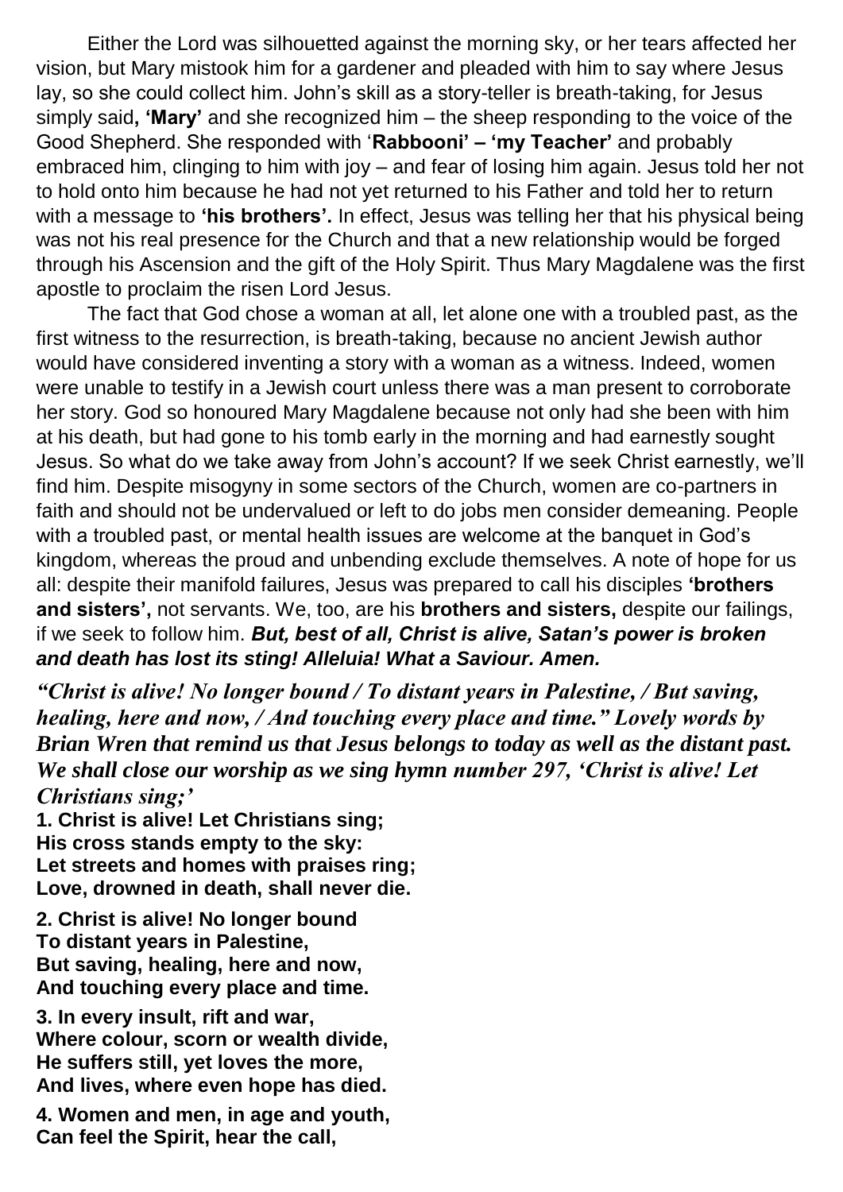Either the Lord was silhouetted against the morning sky, or her tears affected her vision, but Mary mistook him for a gardener and pleaded with him to say where Jesus lay, so she could collect him. John's skill as a story-teller is breath-taking, for Jesus simply said**, 'Mary'** and she recognized him – the sheep responding to the voice of the Good Shepherd. She responded with '**Rabbooni' – 'my Teacher'** and probably embraced him, clinging to him with joy – and fear of losing him again. Jesus told her not to hold onto him because he had not yet returned to his Father and told her to return with a message to **'his brothers'.** In effect, Jesus was telling her that his physical being was not his real presence for the Church and that a new relationship would be forged through his Ascension and the gift of the Holy Spirit. Thus Mary Magdalene was the first apostle to proclaim the risen Lord Jesus.

The fact that God chose a woman at all, let alone one with a troubled past, as the first witness to the resurrection, is breath-taking, because no ancient Jewish author would have considered inventing a story with a woman as a witness. Indeed, women were unable to testify in a Jewish court unless there was a man present to corroborate her story. God so honoured Mary Magdalene because not only had she been with him at his death, but had gone to his tomb early in the morning and had earnestly sought Jesus. So what do we take away from John's account? If we seek Christ earnestly, we'll find him. Despite misogyny in some sectors of the Church, women are co-partners in faith and should not be undervalued or left to do jobs men consider demeaning. People with a troubled past, or mental health issues are welcome at the banquet in God's kingdom, whereas the proud and unbending exclude themselves. A note of hope for us all: despite their manifold failures, Jesus was prepared to call his disciples **'brothers and sisters',** not servants. We, too, are his **brothers and sisters,** despite our failings, if we seek to follow him. ***But, best of all, Christ is alive, Satan's power is broken and death has lost its sting! Alleluia! What a Saviour. Amen.***

***"Christ is alive! No longer bound / To distant years in Palestine, / But saving, healing, here and now, / And touching every place and time." Lovely words by Brian Wren that remind us that Jesus belongs to today as well as the distant past. We shall close our worship as we sing hymn number 297, 'Christ is alive! Let Christians sing;'***

**1. Christ is alive! Let Christians sing;
His cross stands empty to the sky:
Let streets and homes with praises ring;
Love, drowned in death, shall never die.**

**2. Christ is alive! No longer bound
To distant years in Palestine,
But saving, healing, here and now,
And touching every place and time.**

**3. In every insult, rift and war,
Where colour, scorn or wealth divide,
He suffers still, yet loves the more,
And lives, where even hope has died.**

**4. Women and men, in age and youth,
Can feel the Spirit, hear the call,**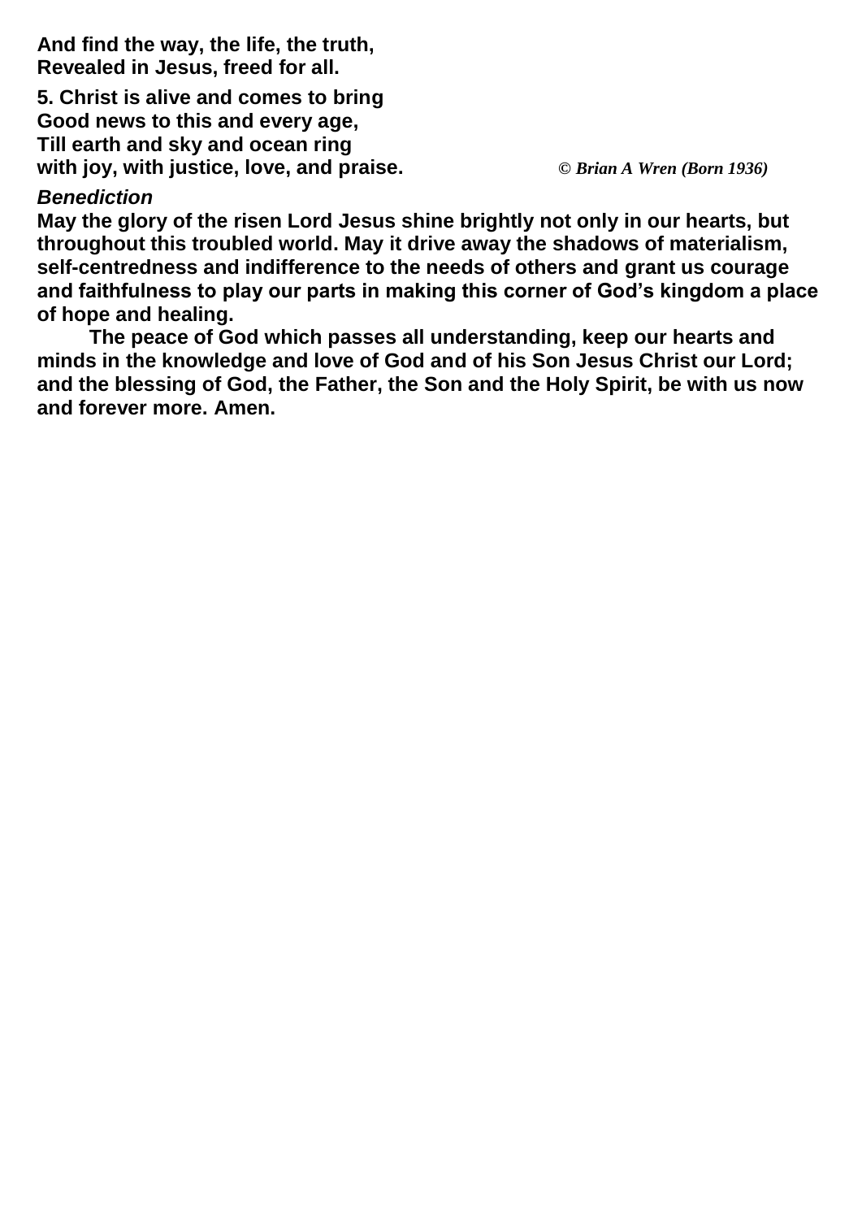**And find the way, the life, the truth,**
**Revealed in Jesus, freed for all.**

**5. Christ is alive and comes to bring**
**Good news to this and every age,**
**Till earth and sky and ocean ring**
**with joy, with justice, love, and praise.** *© Brian A Wren (Born 1936)*

***Benediction***

**May the glory of the risen Lord Jesus shine brightly not only in our hearts, but throughout this troubled world. May it drive away the shadows of materialism, self-centredness and indifference to the needs of others and grant us courage and faithfulness to play our parts in making this corner of God's kingdom a place of hope and healing.**

**The peace of God which passes all understanding, keep our hearts and minds in the knowledge and love of God and of his Son Jesus Christ our Lord; and the blessing of God, the Father, the Son and the Holy Spirit, be with us now and forever more. Amen.**